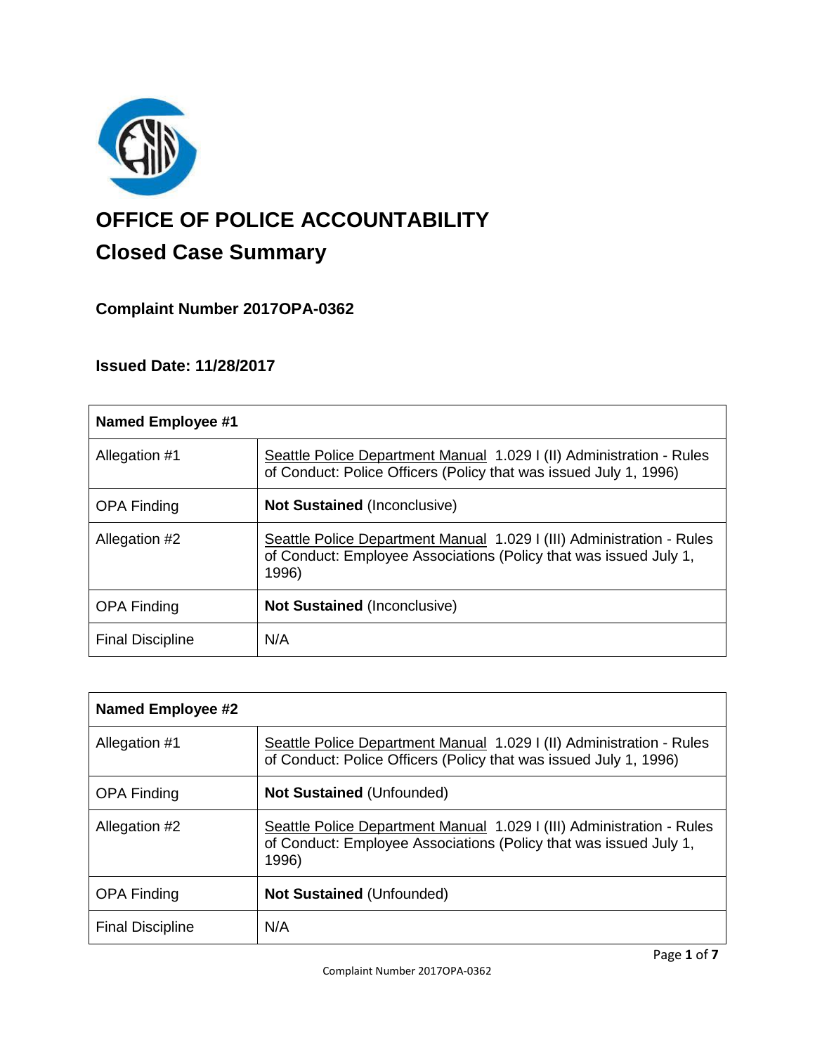# OFFICE OF POLICE ACCOUNTABILITY

## Closed Case Summary

### Complaint Number 2017OPA-0362

### Issued Date: 11/28/2017

| Named Employee #1 | |
|---|---|
| Allegation #1 | Seattle Police Department Manual 1.029 I (II) Administration - Rules of Conduct: Police Officers (Policy that was issued July 1, 1996) |
| OPA Finding | **Not Sustained** (Inconclusive) |
| Allegation #2 | Seattle Police Department Manual 1.029 I (III) Administration - Rules of Conduct: Employee Associations (Policy that was issued July 1, 1996) |
| OPA Finding | **Not Sustained** (Inconclusive) |
| Final Discipline | N/A |

| Named Employee #2 | |
|---|---|
| Allegation #1 | Seattle Police Department Manual 1.029 I (II) Administration - Rules of Conduct: Police Officers (Policy that was issued July 1, 1996) |
| OPA Finding | **Not Sustained** (Unfounded) |
| Allegation #2 | Seattle Police Department Manual 1.029 I (III) Administration - Rules of Conduct: Employee Associations (Policy that was issued July 1, 1996) |
| OPA Finding | **Not Sustained** (Unfounded) |
| Final Discipline | N/A |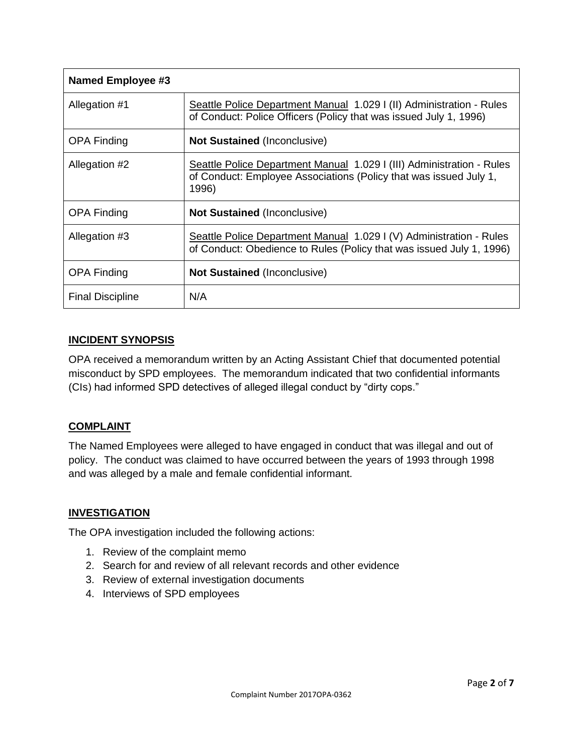| Named Employee #3 | |
|---|---|
| Allegation #1 | Seattle Police Department Manual 1.029 I (II) Administration - Rules of Conduct: Police Officers (Policy that was issued July 1, 1996) |
| OPA Finding | **Not Sustained** (Inconclusive) |
| Allegation #2 | Seattle Police Department Manual 1.029 I (III) Administration - Rules of Conduct: Employee Associations (Policy that was issued July 1, 1996) |
| OPA Finding | **Not Sustained** (Inconclusive) |
| Allegation #3 | Seattle Police Department Manual 1.029 I (V) Administration - Rules of Conduct: Obedience to Rules (Policy that was issued July 1, 1996) |
| OPA Finding | **Not Sustained** (Inconclusive) |
| Final Discipline | N/A |

## INCIDENT SYNOPSIS

OPA received a memorandum written by an Acting Assistant Chief that documented potential misconduct by SPD employees. The memorandum indicated that two confidential informants (CIs) had informed SPD detectives of alleged illegal conduct by "dirty cops."

## COMPLAINT

The Named Employees were alleged to have engaged in conduct that was illegal and out of policy. The conduct was claimed to have occurred between the years of 1993 through 1998 and was alleged by a male and female confidential informant.

## INVESTIGATION

The OPA investigation included the following actions:

1. Review of the complaint memo
2. Search for and review of all relevant records and other evidence
3. Review of external investigation documents
4. Interviews of SPD employees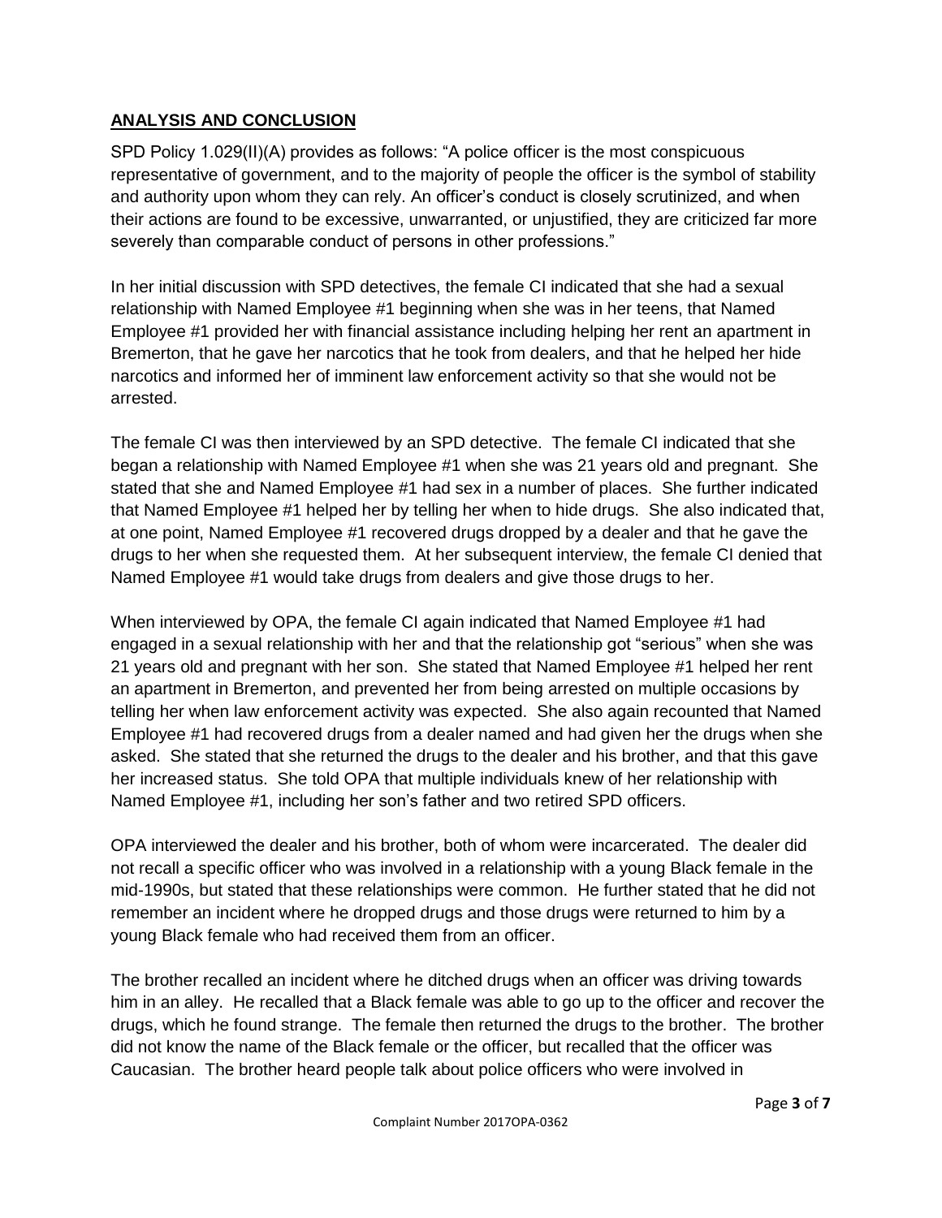## ANALYSIS AND CONCLUSION

SPD Policy 1.029(II)(A) provides as follows: "A police officer is the most conspicuous representative of government, and to the majority of people the officer is the symbol of stability and authority upon whom they can rely. An officer's conduct is closely scrutinized, and when their actions are found to be excessive, unwarranted, or unjustified, they are criticized far more severely than comparable conduct of persons in other professions."

In her initial discussion with SPD detectives, the female CI indicated that she had a sexual relationship with Named Employee #1 beginning when she was in her teens, that Named Employee #1 provided her with financial assistance including helping her rent an apartment in Bremerton, that he gave her narcotics that he took from dealers, and that he helped her hide narcotics and informed her of imminent law enforcement activity so that she would not be arrested.

The female CI was then interviewed by an SPD detective. The female CI indicated that she began a relationship with Named Employee #1 when she was 21 years old and pregnant. She stated that she and Named Employee #1 had sex in a number of places. She further indicated that Named Employee #1 helped her by telling her when to hide drugs. She also indicated that, at one point, Named Employee #1 recovered drugs dropped by a dealer and that he gave the drugs to her when she requested them. At her subsequent interview, the female CI denied that Named Employee #1 would take drugs from dealers and give those drugs to her.

When interviewed by OPA, the female CI again indicated that Named Employee #1 had engaged in a sexual relationship with her and that the relationship got "serious" when she was 21 years old and pregnant with her son. She stated that Named Employee #1 helped her rent an apartment in Bremerton, and prevented her from being arrested on multiple occasions by telling her when law enforcement activity was expected. She also again recounted that Named Employee #1 had recovered drugs from a dealer named and had given her the drugs when she asked. She stated that she returned the drugs to the dealer and his brother, and that this gave her increased status. She told OPA that multiple individuals knew of her relationship with Named Employee #1, including her son's father and two retired SPD officers.

OPA interviewed the dealer and his brother, both of whom were incarcerated. The dealer did not recall a specific officer who was involved in a relationship with a young Black female in the mid-1990s, but stated that these relationships were common. He further stated that he did not remember an incident where he dropped drugs and those drugs were returned to him by a young Black female who had received them from an officer.

The brother recalled an incident where he ditched drugs when an officer was driving towards him in an alley. He recalled that a Black female was able to go up to the officer and recover the drugs, which he found strange. The female then returned the drugs to the brother. The brother did not know the name of the Black female or the officer, but recalled that the officer was Caucasian. The brother heard people talk about police officers who were involved in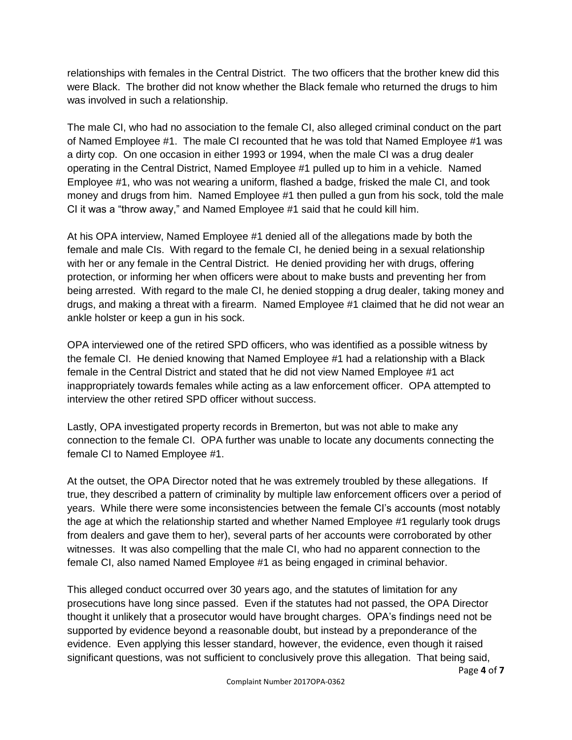relationships with females in the Central District. The two officers that the brother knew did this were Black. The brother did not know whether the Black female who returned the drugs to him was involved in such a relationship.

The male CI, who had no association to the female CI, also alleged criminal conduct on the part of Named Employee #1. The male CI recounted that he was told that Named Employee #1 was a dirty cop. On one occasion in either 1993 or 1994, when the male CI was a drug dealer operating in the Central District, Named Employee #1 pulled up to him in a vehicle. Named Employee #1, who was not wearing a uniform, flashed a badge, frisked the male CI, and took money and drugs from him. Named Employee #1 then pulled a gun from his sock, told the male CI it was a "throw away," and Named Employee #1 said that he could kill him.

At his OPA interview, Named Employee #1 denied all of the allegations made by both the female and male CIs. With regard to the female CI, he denied being in a sexual relationship with her or any female in the Central District. He denied providing her with drugs, offering protection, or informing her when officers were about to make busts and preventing her from being arrested. With regard to the male CI, he denied stopping a drug dealer, taking money and drugs, and making a threat with a firearm. Named Employee #1 claimed that he did not wear an ankle holster or keep a gun in his sock.

OPA interviewed one of the retired SPD officers, who was identified as a possible witness by the female CI. He denied knowing that Named Employee #1 had a relationship with a Black female in the Central District and stated that he did not view Named Employee #1 act inappropriately towards females while acting as a law enforcement officer. OPA attempted to interview the other retired SPD officer without success.

Lastly, OPA investigated property records in Bremerton, but was not able to make any connection to the female CI. OPA further was unable to locate any documents connecting the female CI to Named Employee #1.

At the outset, the OPA Director noted that he was extremely troubled by these allegations. If true, they described a pattern of criminality by multiple law enforcement officers over a period of years. While there were some inconsistencies between the female CI's accounts (most notably the age at which the relationship started and whether Named Employee #1 regularly took drugs from dealers and gave them to her), several parts of her accounts were corroborated by other witnesses. It was also compelling that the male CI, who had no apparent connection to the female CI, also named Named Employee #1 as being engaged in criminal behavior.

This alleged conduct occurred over 30 years ago, and the statutes of limitation for any prosecutions have long since passed. Even if the statutes had not passed, the OPA Director thought it unlikely that a prosecutor would have brought charges. OPA's findings need not be supported by evidence beyond a reasonable doubt, but instead by a preponderance of the evidence. Even applying this lesser standard, however, the evidence, even though it raised significant questions, was not sufficient to conclusively prove this allegation. That being said,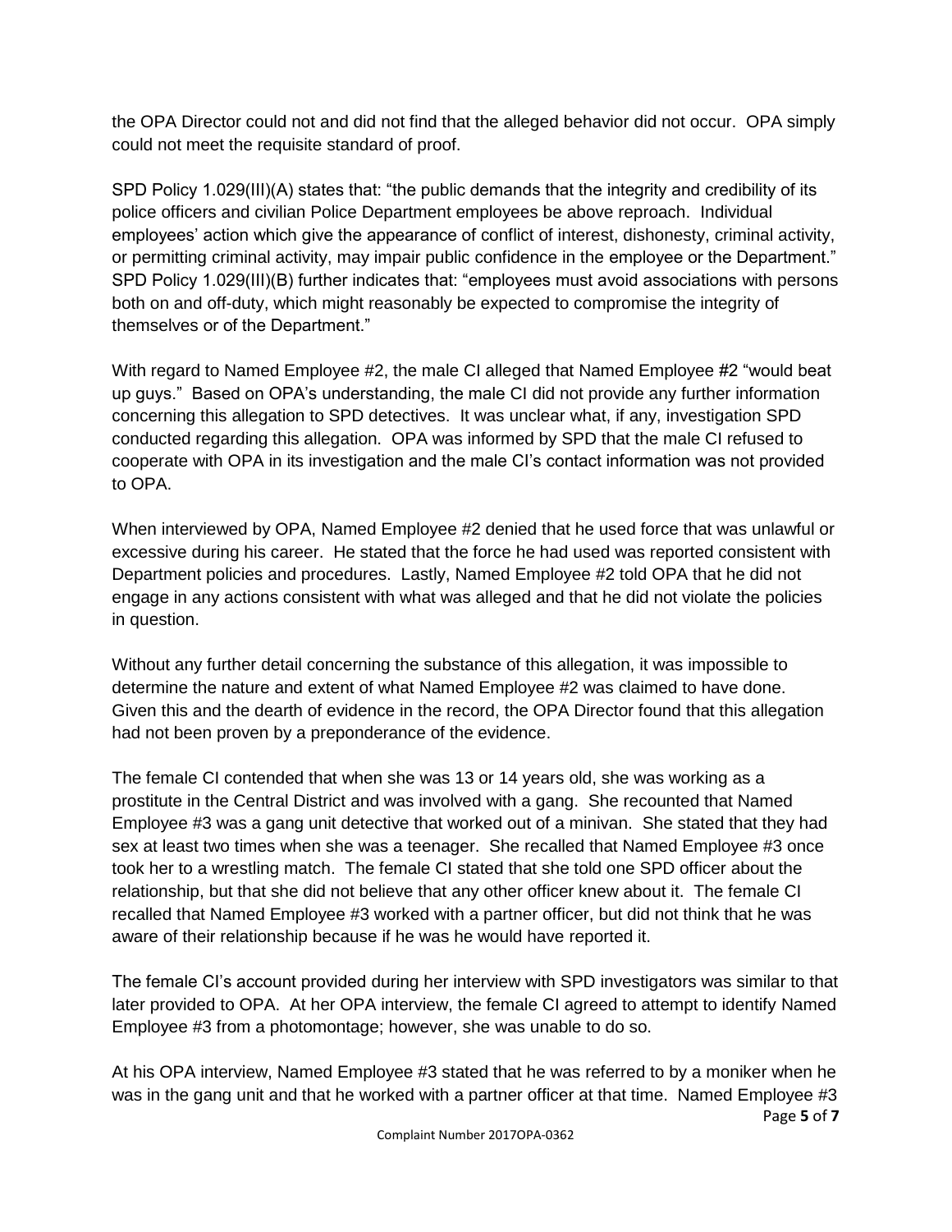the OPA Director could not and did not find that the alleged behavior did not occur. OPA simply could not meet the requisite standard of proof.

SPD Policy 1.029(III)(A) states that: "the public demands that the integrity and credibility of its police officers and civilian Police Department employees be above reproach. Individual employees' action which give the appearance of conflict of interest, dishonesty, criminal activity, or permitting criminal activity, may impair public confidence in the employee or the Department." SPD Policy 1.029(III)(B) further indicates that: "employees must avoid associations with persons both on and off-duty, which might reasonably be expected to compromise the integrity of themselves or of the Department."

With regard to Named Employee #2, the male CI alleged that Named Employee #2 "would beat up guys." Based on OPA's understanding, the male CI did not provide any further information concerning this allegation to SPD detectives. It was unclear what, if any, investigation SPD conducted regarding this allegation. OPA was informed by SPD that the male CI refused to cooperate with OPA in its investigation and the male CI's contact information was not provided to OPA.

When interviewed by OPA, Named Employee #2 denied that he used force that was unlawful or excessive during his career. He stated that the force he had used was reported consistent with Department policies and procedures. Lastly, Named Employee #2 told OPA that he did not engage in any actions consistent with what was alleged and that he did not violate the policies in question.

Without any further detail concerning the substance of this allegation, it was impossible to determine the nature and extent of what Named Employee #2 was claimed to have done. Given this and the dearth of evidence in the record, the OPA Director found that this allegation had not been proven by a preponderance of the evidence.

The female CI contended that when she was 13 or 14 years old, she was working as a prostitute in the Central District and was involved with a gang. She recounted that Named Employee #3 was a gang unit detective that worked out of a minivan. She stated that they had sex at least two times when she was a teenager. She recalled that Named Employee #3 once took her to a wrestling match. The female CI stated that she told one SPD officer about the relationship, but that she did not believe that any other officer knew about it. The female CI recalled that Named Employee #3 worked with a partner officer, but did not think that he was aware of their relationship because if he was he would have reported it.

The female CI's account provided during her interview with SPD investigators was similar to that later provided to OPA. At her OPA interview, the female CI agreed to attempt to identify Named Employee #3 from a photomontage; however, she was unable to do so.

At his OPA interview, Named Employee #3 stated that he was referred to by a moniker when he was in the gang unit and that he worked with a partner officer at that time. Named Employee #3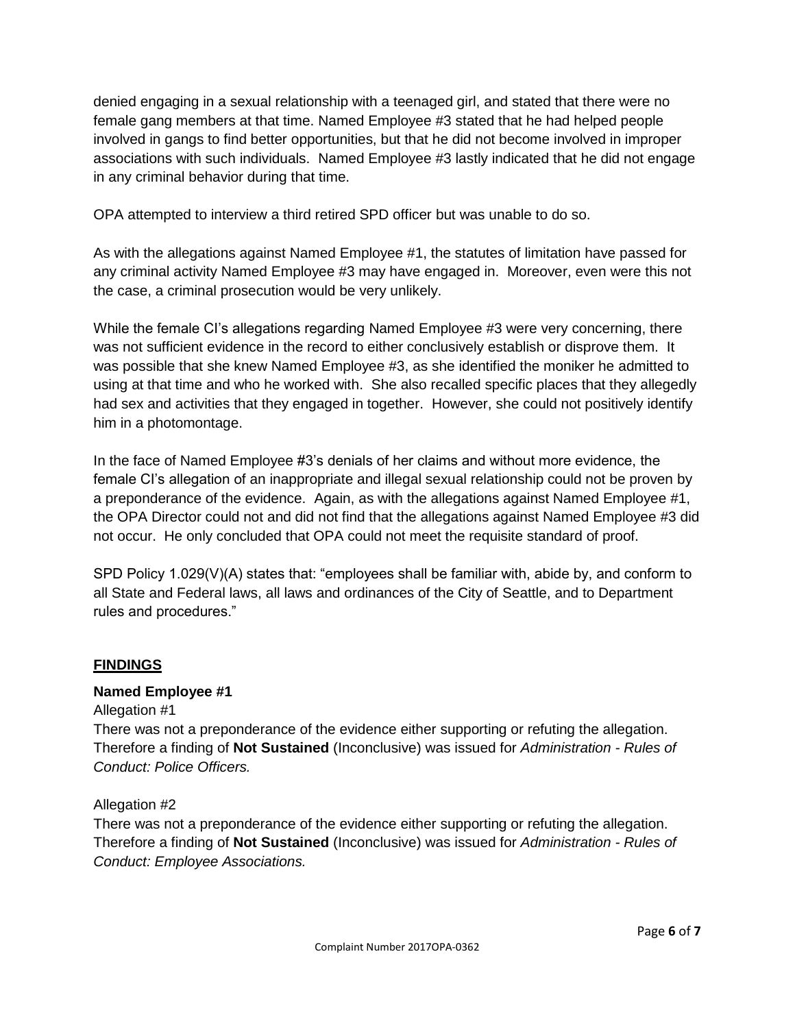denied engaging in a sexual relationship with a teenaged girl, and stated that there were no female gang members at that time. Named Employee #3 stated that he had helped people involved in gangs to find better opportunities, but that he did not become involved in improper associations with such individuals. Named Employee #3 lastly indicated that he did not engage in any criminal behavior during that time.

OPA attempted to interview a third retired SPD officer but was unable to do so.

As with the allegations against Named Employee #1, the statutes of limitation have passed for any criminal activity Named Employee #3 may have engaged in. Moreover, even were this not the case, a criminal prosecution would be very unlikely.

While the female CI's allegations regarding Named Employee #3 were very concerning, there was not sufficient evidence in the record to either conclusively establish or disprove them. It was possible that she knew Named Employee #3, as she identified the moniker he admitted to using at that time and who he worked with. She also recalled specific places that they allegedly had sex and activities that they engaged in together. However, she could not positively identify him in a photomontage.

In the face of Named Employee #3's denials of her claims and without more evidence, the female CI's allegation of an inappropriate and illegal sexual relationship could not be proven by a preponderance of the evidence. Again, as with the allegations against Named Employee #1, the OPA Director could not and did not find that the allegations against Named Employee #3 did not occur. He only concluded that OPA could not meet the requisite standard of proof.

SPD Policy 1.029(V)(A) states that: "employees shall be familiar with, abide by, and conform to all State and Federal laws, all laws and ordinances of the City of Seattle, and to Department rules and procedures."

## FINDINGS

### Named Employee #1

Allegation #1

There was not a preponderance of the evidence either supporting or refuting the allegation. Therefore a finding of **Not Sustained** (Inconclusive) was issued for *Administration - Rules of Conduct: Police Officers.*

Allegation #2

There was not a preponderance of the evidence either supporting or refuting the allegation. Therefore a finding of **Not Sustained** (Inconclusive) was issued for *Administration - Rules of Conduct: Employee Associations.*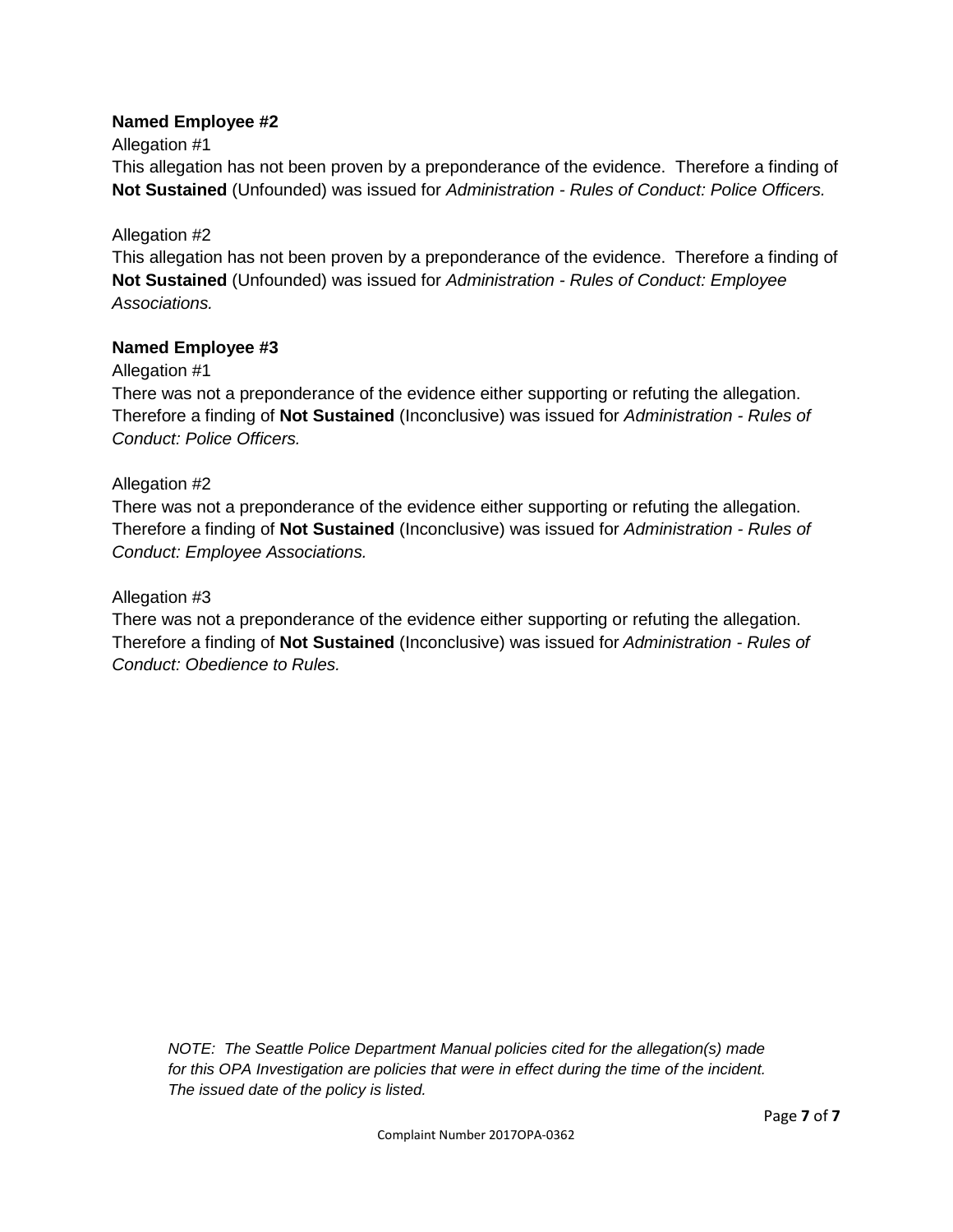**Named Employee #2**

Allegation #1

This allegation has not been proven by a preponderance of the evidence. Therefore a finding of **Not Sustained** (Unfounded) was issued for *Administration - Rules of Conduct: Police Officers.*

Allegation #2

This allegation has not been proven by a preponderance of the evidence. Therefore a finding of **Not Sustained** (Unfounded) was issued for *Administration - Rules of Conduct: Employee Associations.*

**Named Employee #3**

Allegation #1

There was not a preponderance of the evidence either supporting or refuting the allegation. Therefore a finding of **Not Sustained** (Inconclusive) was issued for *Administration - Rules of Conduct: Police Officers.*

Allegation #2

There was not a preponderance of the evidence either supporting or refuting the allegation. Therefore a finding of **Not Sustained** (Inconclusive) was issued for *Administration - Rules of Conduct: Employee Associations.*

Allegation #3

There was not a preponderance of the evidence either supporting or refuting the allegation. Therefore a finding of **Not Sustained** (Inconclusive) was issued for *Administration - Rules of Conduct: Obedience to Rules.*

*NOTE: The Seattle Police Department Manual policies cited for the allegation(s) made for this OPA Investigation are policies that were in effect during the time of the incident. The issued date of the policy is listed.*

Complaint Number 2017OPA-0362